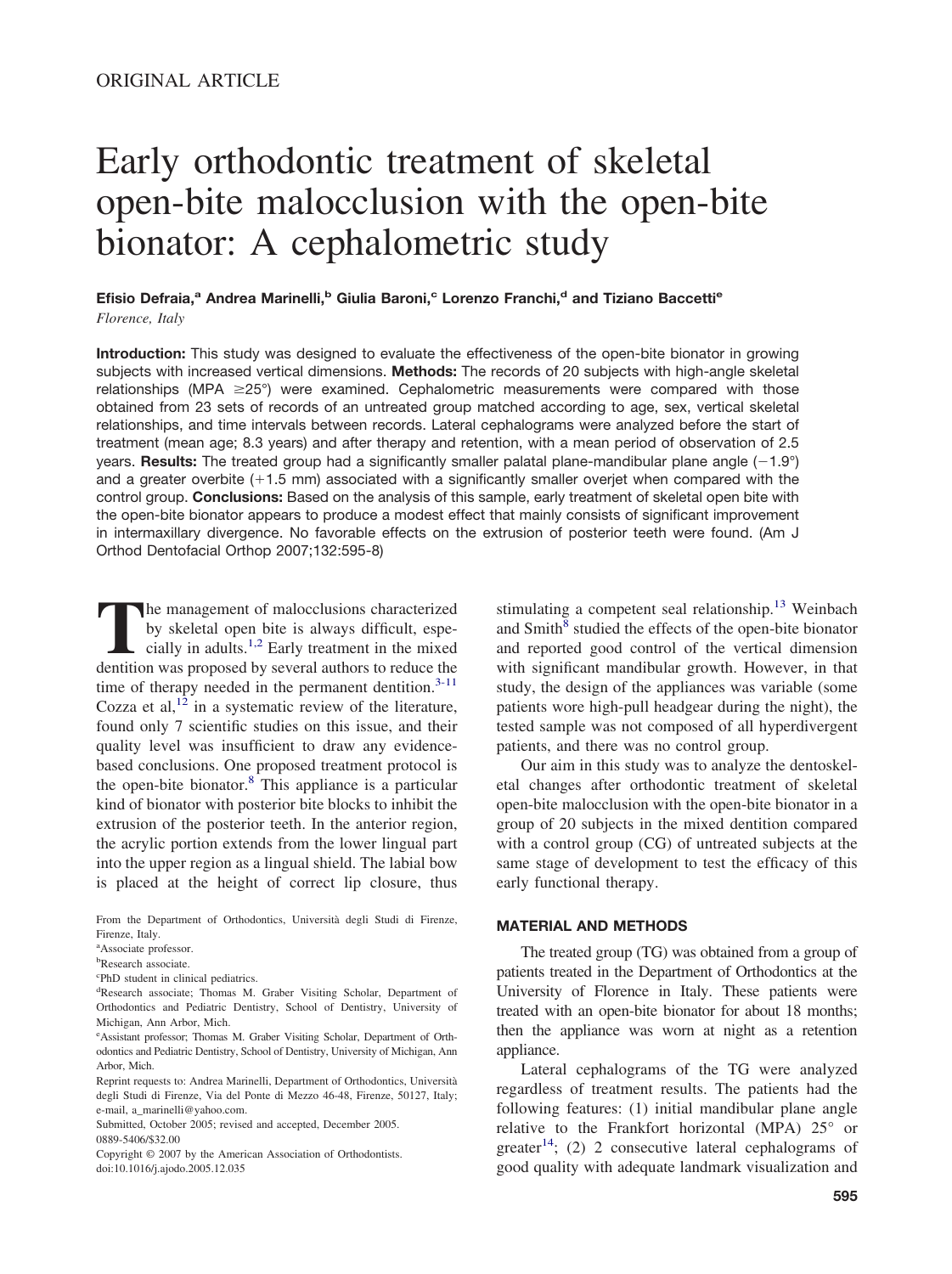ORIGINAL ARTICLE

# Early orthodontic treatment of skeletal open-bite malocclusion with the open-bite bionator: A cephalometric study

**Efisio Defraia,[a] Andrea Marinelli,[b] Giulia Baroni,[c] Lorenzo Franchi,[d] and Tiziano Baccetti[e]**

*Florence, Italy*

**Introduction:** This study was designed to evaluate the effectiveness of the open-bite bionator in growing subjects with increased vertical dimensions. **Methods:** The records of 20 subjects with high-angle skeletal relationships (MPA ≥25°) were examined. Cephalometric measurements were compared with those obtained from 23 sets of records of an untreated group matched according to age, sex, vertical skeletal relationships, and time intervals between records. Lateral cephalograms were analyzed before the start of treatment (mean age; 8.3 years) and after therapy and retention, with a mean period of observation of 2.5 years. **Results:** The treated group had a significantly smaller palatal plane-mandibular plane angle (−1.9°) and a greater overbite (+1.5 mm) associated with a significantly smaller overjet when compared with the control group. **Conclusions:** Based on the analysis of this sample, early treatment of skeletal open bite with the open-bite bionator appears to produce a modest effect that mainly consists of significant improvement in intermaxillary divergence. No favorable effects on the extrusion of posterior teeth were found. (Am J Orthod Dentofacial Orthop 2007;132:595-8)

The management of malocclusions characterized by skeletal open bite is always difficult, especially in adults.[1,2] Early treatment in the mixed dentition was proposed by several authors to reduce the time of therapy needed in the permanent dentition.[3-11] Cozza et al,[12] in a systematic review of the literature, found only 7 scientific studies on this issue, and their quality level was insufficient to draw any evidence-based conclusions. One proposed treatment protocol is the open-bite bionator.[8] This appliance is a particular kind of bionator with posterior bite blocks to inhibit the extrusion of the posterior teeth. In the anterior region, the acrylic portion extends from the lower lingual part into the upper region as a lingual shield. The labial bow is placed at the height of correct lip closure, thus stimulating a competent seal relationship.[13] Weinbach and Smith[8] studied the effects of the open-bite bionator and reported good control of the vertical dimension with significant mandibular growth. However, in that study, the design of the appliances was variable (some patients wore high-pull headgear during the night), the tested sample was not composed of all hyperdivergent patients, and there was no control group.

Our aim in this study was to analyze the dentoskeletal changes after orthodontic treatment of skeletal open-bite malocclusion with the open-bite bionator in a group of 20 subjects in the mixed dentition compared with a control group (CG) of untreated subjects at the same stage of development to test the efficacy of this early functional therapy.

From the Department of Orthodontics, Università degli Studi di Firenze, Firenze, Italy.

[a]Associate professor.

[b]Research associate.

[c]PhD student in clinical pediatrics.

[d]Research associate; Thomas M. Graber Visiting Scholar, Department of Orthodontics and Pediatric Dentistry, School of Dentistry, University of Michigan, Ann Arbor, Mich.

[e]Assistant professor; Thomas M. Graber Visiting Scholar, Department of Orthodontics and Pediatric Dentistry, School of Dentistry, University of Michigan, Ann Arbor, Mich.

Reprint requests to: Andrea Marinelli, Department of Orthodontics, Università degli Studi di Firenze, Via del Ponte di Mezzo 46-48, Firenze, 50127, Italy; e-mail, a_marinelli@yahoo.com.

Submitted, October 2005; revised and accepted, December 2005.

0889-5406/$32.00

Copyright © 2007 by the American Association of Orthodontists.

doi:10.1016/j.ajodo.2005.12.035

## MATERIAL AND METHODS

The treated group (TG) was obtained from a group of patients treated in the Department of Orthodontics at the University of Florence in Italy. These patients were treated with an open-bite bionator for about 18 months; then the appliance was worn at night as a retention appliance.

Lateral cephalograms of the TG were analyzed regardless of treatment results. The patients had the following features: (1) initial mandibular plane angle relative to the Frankfort horizontal (MPA) 25° or greater[14]; (2) 2 consecutive lateral cephalograms of good quality with adequate landmark visualization and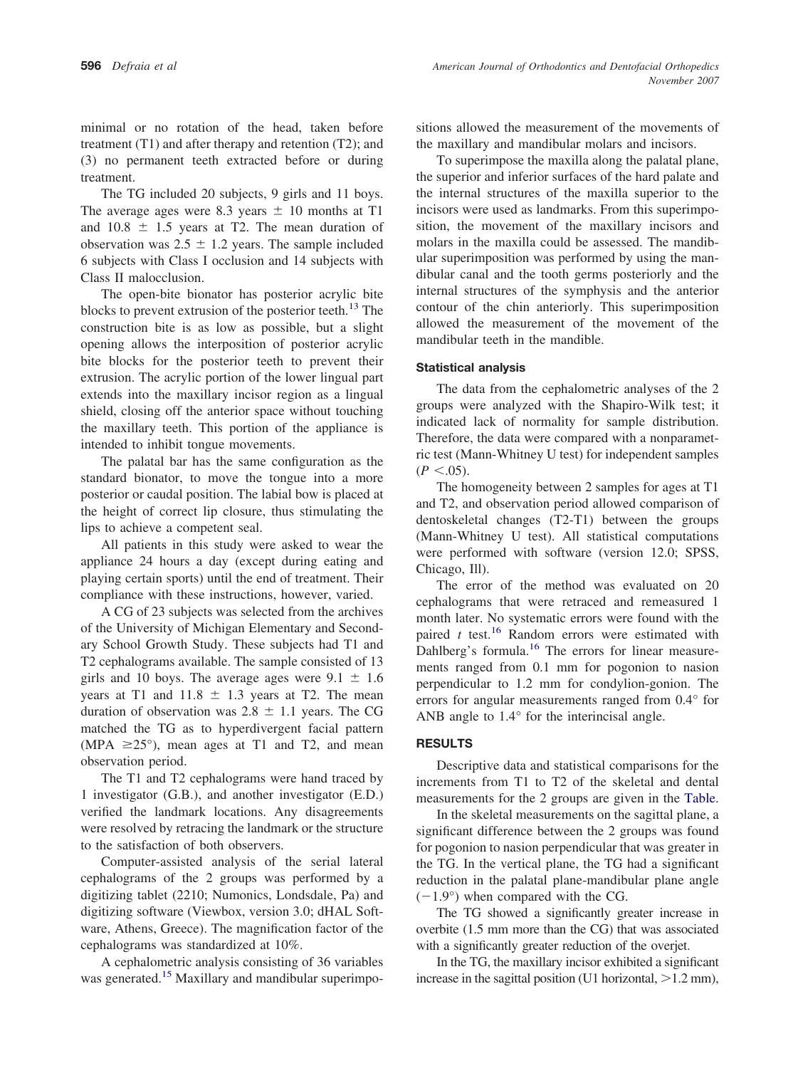minimal or no rotation of the head, taken before treatment (T1) and after therapy and retention (T2); and (3) no permanent teeth extracted before or during treatment.

The TG included 20 subjects, 9 girls and 11 boys. The average ages were 8.3 years ± 10 months at T1 and 10.8 ± 1.5 years at T2. The mean duration of observation was 2.5 ± 1.2 years. The sample included 6 subjects with Class I occlusion and 14 subjects with Class II malocclusion.

The open-bite bionator has posterior acrylic bite blocks to prevent extrusion of the posterior teeth.[13] The construction bite is as low as possible, but a slight opening allows the interposition of posterior acrylic bite blocks for the posterior teeth to prevent their extrusion. The acrylic portion of the lower lingual part extends into the maxillary incisor region as a lingual shield, closing off the anterior space without touching the maxillary teeth. This portion of the appliance is intended to inhibit tongue movements.

The palatal bar has the same configuration as the standard bionator, to move the tongue into a more posterior or caudal position. The labial bow is placed at the height of correct lip closure, thus stimulating the lips to achieve a competent seal.

All patients in this study were asked to wear the appliance 24 hours a day (except during eating and playing certain sports) until the end of treatment. Their compliance with these instructions, however, varied.

A CG of 23 subjects was selected from the archives of the University of Michigan Elementary and Secondary School Growth Study. These subjects had T1 and T2 cephalograms available. The sample consisted of 13 girls and 10 boys. The average ages were 9.1 ± 1.6 years at T1 and 11.8 ± 1.3 years at T2. The mean duration of observation was 2.8 ± 1.1 years. The CG matched the TG as to hyperdivergent facial pattern (MPA ≥25°), mean ages at T1 and T2, and mean observation period.

The T1 and T2 cephalograms were hand traced by 1 investigator (G.B.), and another investigator (E.D.) verified the landmark locations. Any disagreements were resolved by retracing the landmark or the structure to the satisfaction of both observers.

Computer-assisted analysis of the serial lateral cephalograms of the 2 groups was performed by a digitizing tablet (2210; Numonics, Londsdale, Pa) and digitizing software (Viewbox, version 3.0; dHAL Software, Athens, Greece). The magnification factor of the cephalograms was standardized at 10%.

A cephalometric analysis consisting of 36 variables was generated.[15] Maxillary and mandibular superimpositions allowed the measurement of the movements of the maxillary and mandibular molars and incisors.

To superimpose the maxilla along the palatal plane, the superior and inferior surfaces of the hard palate and the internal structures of the maxilla superior to the incisors were used as landmarks. From this superimposition, the movement of the maxillary incisors and molars in the maxilla could be assessed. The mandibular superimposition was performed by using the mandibular canal and the tooth germs posteriorly and the internal structures of the symphysis and the anterior contour of the chin anteriorly. This superimposition allowed the measurement of the movement of the mandibular teeth in the mandible.

### Statistical analysis

The data from the cephalometric analyses of the 2 groups were analyzed with the Shapiro-Wilk test; it indicated lack of normality for sample distribution. Therefore, the data were compared with a nonparametric test (Mann-Whitney U test) for independent samples ($P < .05$).

The homogeneity between 2 samples for ages at T1 and T2, and observation period allowed comparison of dentoskeletal changes (T2-T1) between the groups (Mann-Whitney U test). All statistical computations were performed with software (version 12.0; SPSS, Chicago, Ill).

The error of the method was evaluated on 20 cephalograms that were retraced and remeasured 1 month later. No systematic errors were found with the paired *t* test.[16] Random errors were estimated with Dahlberg's formula.[16] The errors for linear measurements ranged from 0.1 mm for pogonion to nasion perpendicular to 1.2 mm for condylion-gonion. The errors for angular measurements ranged from 0.4° for ANB angle to 1.4° for the interincisal angle.

## RESULTS

Descriptive data and statistical comparisons for the increments from T1 to T2 of the skeletal and dental measurements for the 2 groups are given in the Table.

In the skeletal measurements on the sagittal plane, a significant difference between the 2 groups was found for pogonion to nasion perpendicular that was greater in the TG. In the vertical plane, the TG had a significant reduction in the palatal plane-mandibular plane angle (−1.9°) when compared with the CG.

The TG showed a significantly greater increase in overbite (1.5 mm more than the CG) that was associated with a significantly greater reduction of the overjet.

In the TG, the maxillary incisor exhibited a significant increase in the sagittal position (U1 horizontal, >1.2 mm),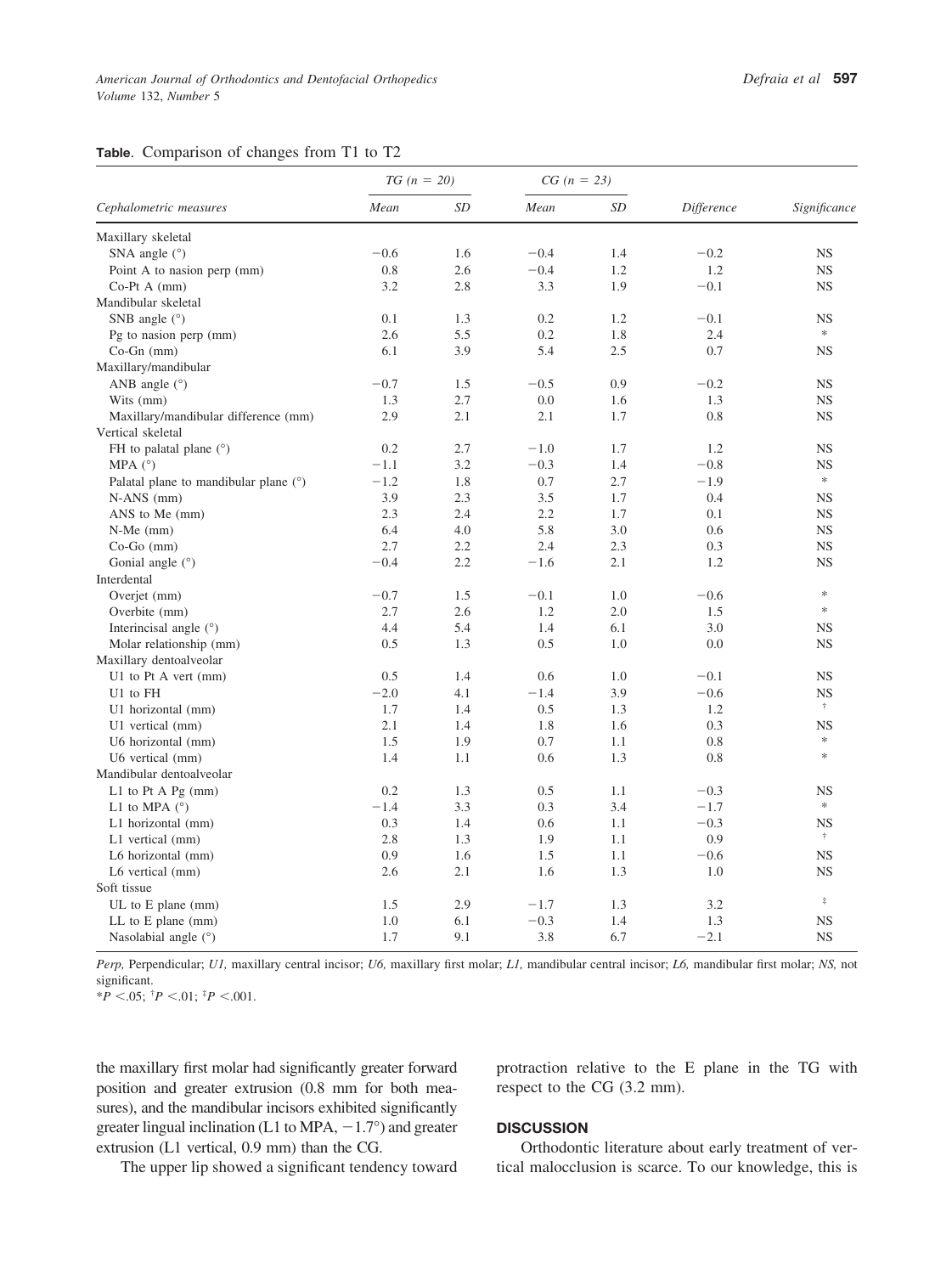**Table**. Comparison of changes from T1 to T2

| Cephalometric measures | TG (n = 20) | | CG (n = 23) | | | |
|---|---|---|---|---|---|---|
| | Mean | SD | Mean | SD | Difference | Significance |
| Maxillary skeletal | | | | | | |
| SNA angle (°) | −0.6 | 1.6 | −0.4 | 1.4 | −0.2 | NS |
| Point A to nasion perp (mm) | 0.8 | 2.6 | −0.4 | 1.2 | 1.2 | NS |
| Co-Pt A (mm) | 3.2 | 2.8 | 3.3 | 1.9 | −0.1 | NS |
| Mandibular skeletal | | | | | | |
| SNB angle (°) | 0.1 | 1.3 | 0.2 | 1.2 | −0.1 | NS |
| Pg to nasion perp (mm) | 2.6 | 5.5 | 0.2 | 1.8 | 2.4 | * |
| Co-Gn (mm) | 6.1 | 3.9 | 5.4 | 2.5 | 0.7 | NS |
| Maxillary/mandibular | | | | | | |
| ANB angle (°) | −0.7 | 1.5 | −0.5 | 0.9 | −0.2 | NS |
| Wits (mm) | 1.3 | 2.7 | 0.0 | 1.6 | 1.3 | NS |
| Maxillary/mandibular difference (mm) | 2.9 | 2.1 | 2.1 | 1.7 | 0.8 | NS |
| Vertical skeletal | | | | | | |
| FH to palatal plane (°) | 0.2 | 2.7 | −1.0 | 1.7 | 1.2 | NS |
| MPA (°) | −1.1 | 3.2 | −0.3 | 1.4 | −0.8 | NS |
| Palatal plane to mandibular plane (°) | −1.2 | 1.8 | 0.7 | 2.7 | −1.9 | * |
| N-ANS (mm) | 3.9 | 2.3 | 3.5 | 1.7 | 0.4 | NS |
| ANS to Me (mm) | 2.3 | 2.4 | 2.2 | 1.7 | 0.1 | NS |
| N-Me (mm) | 6.4 | 4.0 | 5.8 | 3.0 | 0.6 | NS |
| Co-Go (mm) | 2.7 | 2.2 | 2.4 | 2.3 | 0.3 | NS |
| Gonial angle (°) | −0.4 | 2.2 | −1.6 | 2.1 | 1.2 | NS |
| Interdental | | | | | | |
| Overjet (mm) | −0.7 | 1.5 | −0.1 | 1.0 | −0.6 | * |
| Overbite (mm) | 2.7 | 2.6 | 1.2 | 2.0 | 1.5 | * |
| Interincisal angle (°) | 4.4 | 5.4 | 1.4 | 6.1 | 3.0 | NS |
| Molar relationship (mm) | 0.5 | 1.3 | 0.5 | 1.0 | 0.0 | NS |
| Maxillary dentoalveolar | | | | | | |
| U1 to Pt A vert (mm) | 0.5 | 1.4 | 0.6 | 1.0 | −0.1 | NS |
| U1 to FH | −2.0 | 4.1 | −1.4 | 3.9 | −0.6 | NS |
| U1 horizontal (mm) | 1.7 | 1.4 | 0.5 | 1.3 | 1.2 | † |
| U1 vertical (mm) | 2.1 | 1.4 | 1.8 | 1.6 | 0.3 | NS |
| U6 horizontal (mm) | 1.5 | 1.9 | 0.7 | 1.1 | 0.8 | * |
| U6 vertical (mm) | 1.4 | 1.1 | 0.6 | 1.3 | 0.8 | * |
| Mandibular dentoalveolar | | | | | | |
| L1 to Pt A Pg (mm) | 0.2 | 1.3 | 0.5 | 1.1 | −0.3 | NS |
| L1 to MPA (°) | −1.4 | 3.3 | 0.3 | 3.4 | −1.7 | * |
| L1 horizontal (mm) | 0.3 | 1.4 | 0.6 | 1.1 | −0.3 | NS |
| L1 vertical (mm) | 2.8 | 1.3 | 1.9 | 1.1 | 0.9 | † |
| L6 horizontal (mm) | 0.9 | 1.6 | 1.5 | 1.1 | −0.6 | NS |
| L6 vertical (mm) | 2.6 | 2.1 | 1.6 | 1.3 | 1.0 | NS |
| Soft tissue | | | | | | |
| UL to E plane (mm) | 1.5 | 2.9 | −1.7 | 1.3 | 3.2 | ‡ |
| LL to E plane (mm) | 1.0 | 6.1 | −0.3 | 1.4 | 1.3 | NS |
| Nasolabial angle (°) | 1.7 | 9.1 | 3.8 | 6.7 | −2.1 | NS |

*Perp,* Perpendicular; *U1,* maxillary central incisor; *U6,* maxillary first molar; *L1,* mandibular central incisor; *L6,* mandibular first molar; *NS,* not significant.
\*$P < .05$; †$P < .01$; ‡$P < .001$.

the maxillary first molar had significantly greater forward position and greater extrusion (0.8 mm for both measures), and the mandibular incisors exhibited significantly greater lingual inclination (L1 to MPA, −1.7°) and greater extrusion (L1 vertical, 0.9 mm) than the CG.

The upper lip showed a significant tendency toward protraction relative to the E plane in the TG with respect to the CG (3.2 mm).

## DISCUSSION

Orthodontic literature about early treatment of vertical malocclusion is scarce. To our knowledge, this is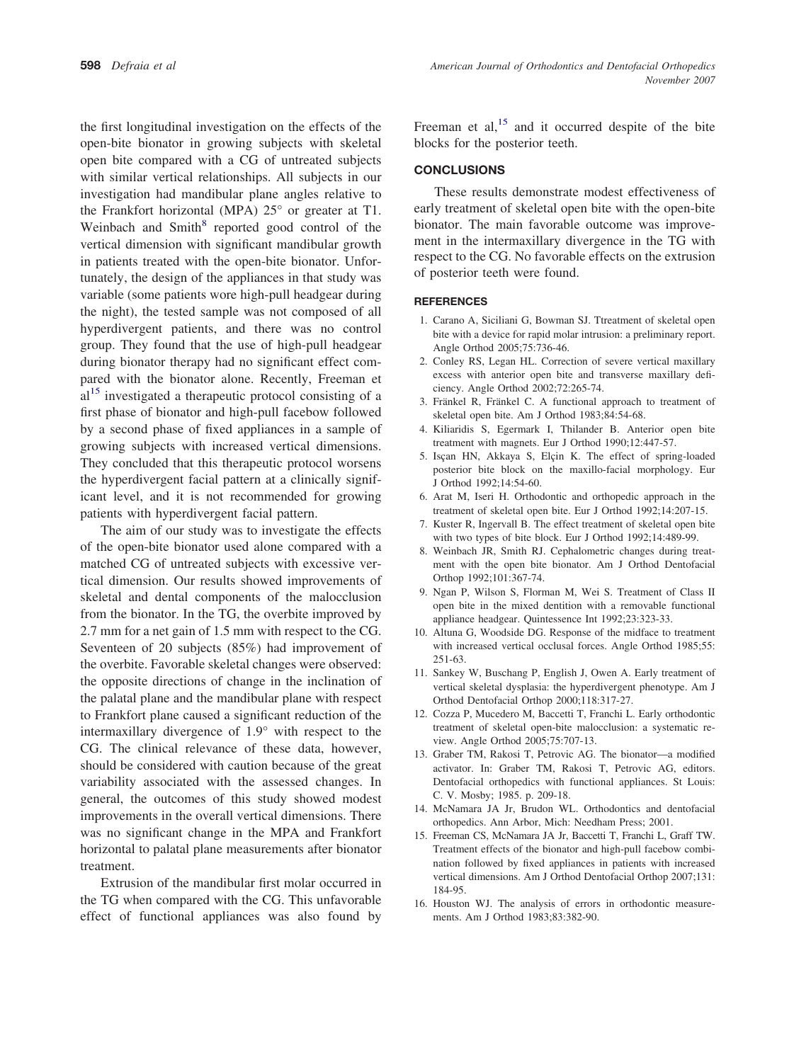the first longitudinal investigation on the effects of the open-bite bionator in growing subjects with skeletal open bite compared with a CG of untreated subjects with similar vertical relationships. All subjects in our investigation had mandibular plane angles relative to the Frankfort horizontal (MPA) 25° or greater at T1. Weinbach and Smith[8] reported good control of the vertical dimension with significant mandibular growth in patients treated with the open-bite bionator. Unfortunately, the design of the appliances in that study was variable (some patients wore high-pull headgear during the night), the tested sample was not composed of all hyperdivergent patients, and there was no control group. They found that the use of high-pull headgear during bionator therapy had no significant effect compared with the bionator alone. Recently, Freeman et al[15] investigated a therapeutic protocol consisting of a first phase of bionator and high-pull facebow followed by a second phase of fixed appliances in a sample of growing subjects with increased vertical dimensions. They concluded that this therapeutic protocol worsens the hyperdivergent facial pattern at a clinically significant level, and it is not recommended for growing patients with hyperdivergent facial pattern.

The aim of our study was to investigate the effects of the open-bite bionator used alone compared with a matched CG of untreated subjects with excessive vertical dimension. Our results showed improvements of skeletal and dental components of the malocclusion from the bionator. In the TG, the overbite improved by 2.7 mm for a net gain of 1.5 mm with respect to the CG. Seventeen of 20 subjects (85%) had improvement of the overbite. Favorable skeletal changes were observed: the opposite directions of change in the inclination of the palatal plane and the mandibular plane with respect to Frankfort plane caused a significant reduction of the intermaxillary divergence of 1.9° with respect to the CG. The clinical relevance of these data, however, should be considered with caution because of the great variability associated with the assessed changes. In general, the outcomes of this study showed modest improvements in the overall vertical dimensions. There was no significant change in the MPA and Frankfort horizontal to palatal plane measurements after bionator treatment.

Extrusion of the mandibular first molar occurred in the TG when compared with the CG. This unfavorable effect of functional appliances was also found by Freeman et al,[15] and it occurred despite of the bite blocks for the posterior teeth.

## CONCLUSIONS

These results demonstrate modest effectiveness of early treatment of skeletal open bite with the open-bite bionator. The main favorable outcome was improvement in the intermaxillary divergence in the TG with respect to the CG. No favorable effects on the extrusion of posterior teeth were found.

## REFERENCES

1. Carano A, Siciliani G, Bowman SJ. Ttreatment of skeletal open bite with a device for rapid molar intrusion: a preliminary report. Angle Orthod 2005;75:736-46.
2. Conley RS, Legan HL. Correction of severe vertical maxillary excess with anterior open bite and transverse maxillary deficiency. Angle Orthod 2002;72:265-74.
3. Fränkel R, Fränkel C. A functional approach to treatment of skeletal open bite. Am J Orthod 1983;84:54-68.
4. Kiliaridis S, Egermark I, Thilander B. Anterior open bite treatment with magnets. Eur J Orthod 1990;12:447-57.
5. Isçan HN, Akkaya S, Elçin K. The effect of spring-loaded posterior bite block on the maxillo-facial morphology. Eur J Orthod 1992;14:54-60.
6. Arat M, Iseri H. Orthodontic and orthopedic approach in the treatment of skeletal open bite. Eur J Orthod 1992;14:207-15.
7. Kuster R, Ingervall B. The effect treatment of skeletal open bite with two types of bite block. Eur J Orthod 1992;14:489-99.
8. Weinbach JR, Smith RJ. Cephalometric changes during treatment with the open bite bionator. Am J Orthod Dentofacial Orthop 1992;101:367-74.
9. Ngan P, Wilson S, Florman M, Wei S. Treatment of Class II open bite in the mixed dentition with a removable functional appliance headgear. Quintessence Int 1992;23:323-33.
10. Altuna G, Woodside DG. Response of the midface to treatment with increased vertical occlusal forces. Angle Orthod 1985;55: 251-63.
11. Sankey W, Buschang P, English J, Owen A. Early treatment of vertical skeletal dysplasia: the hyperdivergent phenotype. Am J Orthod Dentofacial Orthop 2000;118:317-27.
12. Cozza P, Mucedero M, Baccetti T, Franchi L. Early orthodontic treatment of skeletal open-bite malocclusion: a systematic review. Angle Orthod 2005;75:707-13.
13. Graber TM, Rakosi T, Petrovic AG. The bionator—a modified activator. In: Graber TM, Rakosi T, Petrovic AG, editors. Dentofacial orthopedics with functional appliances. St Louis: C. V. Mosby; 1985. p. 209-18.
14. McNamara JA Jr, Brudon WL. Orthodontics and dentofacial orthopedics. Ann Arbor, Mich: Needham Press; 2001.
15. Freeman CS, McNamara JA Jr, Baccetti T, Franchi L, Graff TW. Treatment effects of the bionator and high-pull facebow combination followed by fixed appliances in patients with increased vertical dimensions. Am J Orthod Dentofacial Orthop 2007;131: 184-95.
16. Houston WJ. The analysis of errors in orthodontic measurements. Am J Orthod 1983;83:382-90.